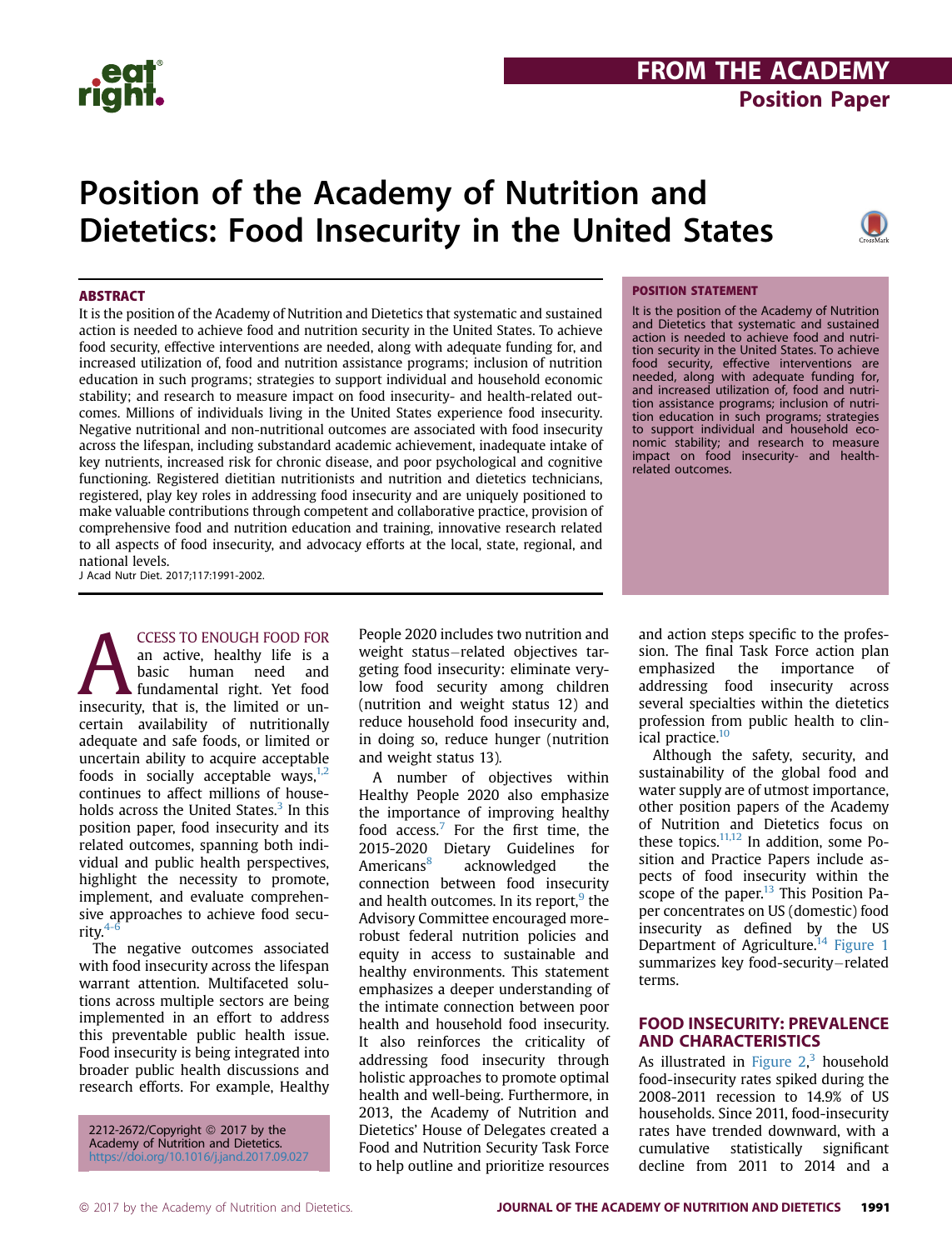FROM THE ACADEMY

Position Paper

# Position of the Academy of Nutrition and Dietetics: Food Insecurity in the United States

## ABSTRACT

It is the position of the Academy of Nutrition and Dietetics that systematic and sustained action is needed to achieve food and nutrition security in the United States. To achieve food security, effective interventions are needed, along with adequate funding for, and increased utilization of, food and nutrition assistance programs; inclusion of nutrition education in such programs; strategies to support individual and household economic stability; and research to measure impact on food insecurity- and health-related outcomes. Millions of individuals living in the United States experience food insecurity. Negative nutritional and non-nutritional outcomes are associated with food insecurity across the lifespan, including substandard academic achievement, inadequate intake of key nutrients, increased risk for chronic disease, and poor psychological and cognitive functioning. Registered dietitian nutritionists and nutrition and dietetics technicians, registered, play key roles in addressing food insecurity and are uniquely positioned to make valuable contributions through competent and collaborative practice, provision of comprehensive food and nutrition education and training, innovative research related to all aspects of food insecurity, and advocacy efforts at the local, state, regional, and national levels.

J Acad Nutr Diet. 2017;117:1991-2002.

## POSITION STATEMENT

It is the position of the Academy of Nutrition and Dietetics that systematic and sustained action is needed to achieve food and nutrition security in the United States. To achieve food security, effective interventions are needed, along with adequate funding for, and increased utilization of, food and nutrition assistance programs; inclusion of nutrition education in such programs; strategies to support individual and household economic stability; and research to measure impact on food insecurity- and health-related outcomes.

ACCESS TO ENOUGH FOOD FOR an active, healthy life is a basic human need and fundamental right. Yet food insecurity, that is, the limited or uncertain availability of nutritionally adequate and safe foods, or limited or uncertain ability to acquire acceptable foods in socially acceptable ways,[1,2] continues to affect millions of households across the United States.[3] In this position paper, food insecurity and its related outcomes, spanning both individual and public health perspectives, highlight the necessity to promote, implement, and evaluate comprehensive approaches to achieve food security.[4-6]

The negative outcomes associated with food insecurity across the lifespan warrant attention. Multifaceted solutions across multiple sectors are being implemented in an effort to address this preventable public health issue. Food insecurity is being integrated into broader public health discussions and research efforts. For example, Healthy People 2020 includes two nutrition and weight status–related objectives targeting food insecurity: eliminate very-low food security among children (nutrition and weight status 12) and reduce household food insecurity and, in doing so, reduce hunger (nutrition and weight status 13).

A number of objectives within Healthy People 2020 also emphasize the importance of improving healthy food access.[7] For the first time, the 2015-2020 Dietary Guidelines for Americans[8] acknowledged the connection between food insecurity and health outcomes. In its report,[9] the Advisory Committee encouraged more-robust federal nutrition policies and equity in access to sustainable and healthy environments. This statement emphasizes a deeper understanding of the intimate connection between poor health and household food insecurity. It also reinforces the criticality of addressing food insecurity through holistic approaches to promote optimal health and well-being. Furthermore, in 2013, the Academy of Nutrition and Dietetics' House of Delegates created a Food and Nutrition Security Task Force to help outline and prioritize resources and action steps specific to the profession. The final Task Force action plan emphasized the importance of addressing food insecurity across several specialties within the dietetics profession from public health to clinical practice.[10]

Although the safety, security, and sustainability of the global food and water supply are of utmost importance, other position papers of the Academy of Nutrition and Dietetics focus on these topics.[11,12] In addition, some Position and Practice Papers include aspects of food insecurity within the scope of the paper.[13] This Position Paper concentrates on US (domestic) food insecurity as defined by the US Department of Agriculture.[14] Figure 1 summarizes key food-security–related terms.

2212-2672/Copyright © 2017 by the Academy of Nutrition and Dietetics.
https://doi.org/10.1016/j.jand.2017.09.027

## FOOD INSECURITY: PREVALENCE AND CHARACTERISTICS

As illustrated in Figure 2,[3] household food-insecurity rates spiked during the 2008-2011 recession to 14.9% of US households. Since 2011, food-insecurity rates have trended downward, with a cumulative statistically significant decline from 2011 to 2014 and a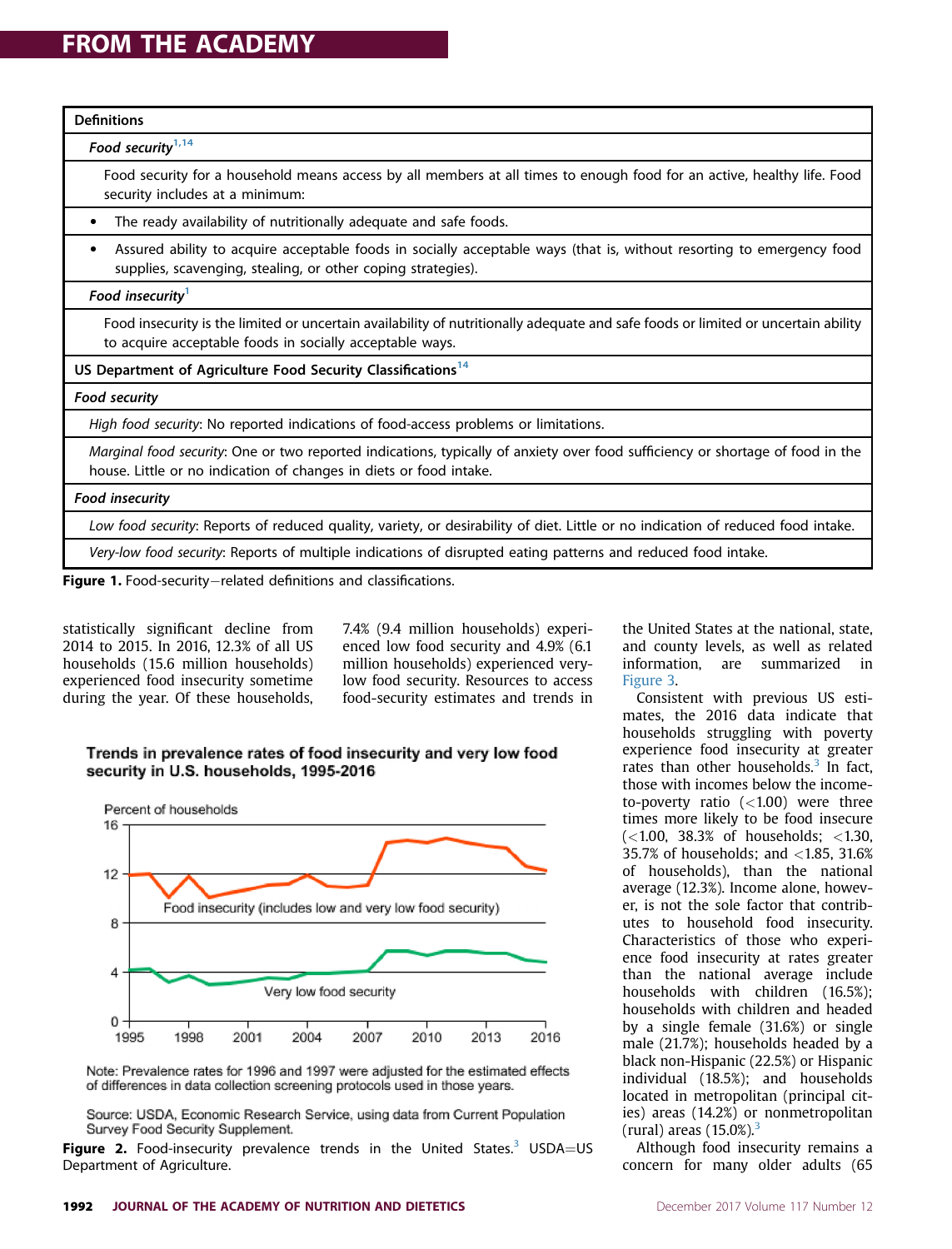| Definitions |
|---|
| *Food security*[1,14] |
| Food security for a household means access by all members at all times to enough food for an active, healthy life. Food security includes at a minimum: |
| • The ready availability of nutritionally adequate and safe foods. |
| • Assured ability to acquire acceptable foods in socially acceptable ways (that is, without resorting to emergency food supplies, scavenging, stealing, or other coping strategies). |
| *Food insecurity*[1] |
| Food insecurity is the limited or uncertain availability of nutritionally adequate and safe foods or limited or uncertain ability to acquire acceptable foods in socially acceptable ways. |
| US Department of Agriculture Food Security Classifications[14] |
| *Food security* |
| *High food security*: No reported indications of food-access problems or limitations. |
| *Marginal food security*: One or two reported indications, typically of anxiety over food sufficiency or shortage of food in the house. Little or no indication of changes in diets or food intake. |
| *Food insecurity* |
| *Low food security*: Reports of reduced quality, variety, or desirability of diet. Little or no indication of reduced food intake. |
| *Very-low food security*: Reports of multiple indications of disrupted eating patterns and reduced food intake. |

**Figure 1.** Food-security–related definitions and classifications.

statistically significant decline from 2014 to 2015. In 2016, 12.3% of all US households (15.6 million households) experienced food insecurity sometime during the year. Of these households, 7.4% (9.4 million households) experienced low food security and 4.9% (6.1 million households) experienced very-low food security. Resources to access food-security estimates and trends in the United States at the national, state, and county levels, as well as related information, are summarized in Figure 3.

Consistent with previous US estimates, the 2016 data indicate that households struggling with poverty experience food insecurity at greater rates than other households.[3] In fact, those with incomes below the income-to-poverty ratio (<1.00) were three times more likely to be food insecure (<1.00, 38.3% of households; <1.30, 35.7% of households; and <1.85, 31.6% of households), than the national average (12.3%). Income alone, however, is not the sole factor that contributes to household food insecurity. Characteristics of those who experience food insecurity at rates greater than the national average include households with children (16.5%); households with children and headed by a single female (31.6%) or single male (21.7%); households headed by a black non-Hispanic (22.5%) or Hispanic individual (18.5%); and households located in metropolitan (principal cities) areas (14.2%) or nonmetropolitan (rural) areas (15.0%).[3]

Although food insecurity remains a concern for many older adults (65

**Trends in prevalence rates of food insecurity and very low food security in U.S. households, 1995-2016**

Percent of households

Food insecurity (includes low and very low food security)

Very low food security

Note: Prevalence rates for 1996 and 1997 were adjusted for the estimated effects of differences in data collection screening protocols used in those years.

Source: USDA, Economic Research Service, using data from Current Population Survey Food Security Supplement.

**Figure 2.** Food-insecurity prevalence trends in the United States.[3] USDA=US Department of Agriculture.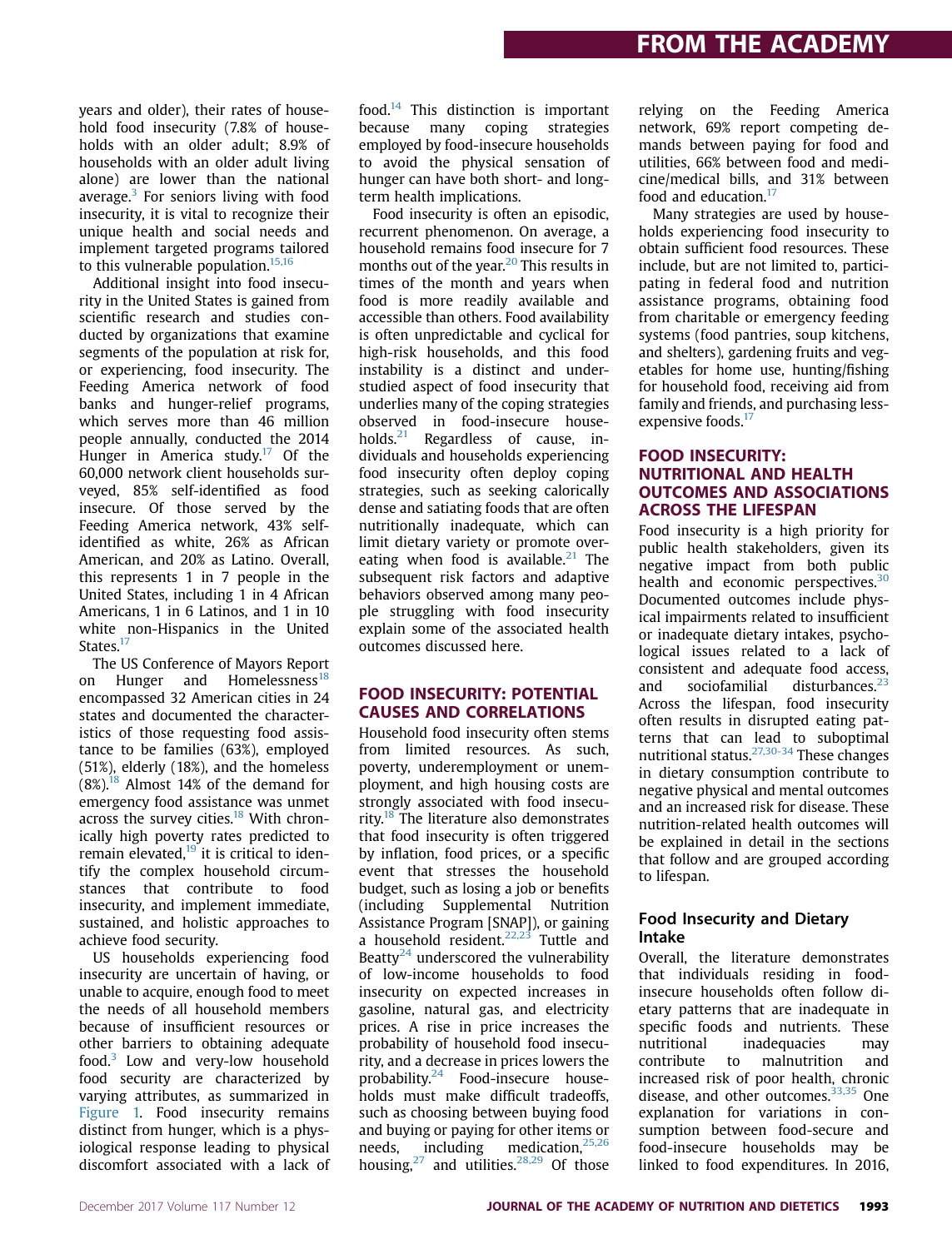years and older), their rates of household food insecurity (7.8% of households with an older adult; 8.9% of households with an older adult living alone) are lower than the national average.[3] For seniors living with food insecurity, it is vital to recognize their unique health and social needs and implement targeted programs tailored to this vulnerable population.[15,16]

Additional insight into food insecurity in the United States is gained from scientific research and studies conducted by organizations that examine segments of the population at risk for, or experiencing, food insecurity. The Feeding America network of food banks and hunger-relief programs, which serves more than 46 million people annually, conducted the 2014 Hunger in America study.[17] Of the 60,000 network client households surveyed, 85% self-identified as food insecure. Of those served by the Feeding America network, 43% self-identified as white, 26% as African American, and 20% as Latino. Overall, this represents 1 in 7 people in the United States, including 1 in 4 African Americans, 1 in 6 Latinos, and 1 in 10 white non-Hispanics in the United States.[17]

The US Conference of Mayors Report on Hunger and Homelessness[18] encompassed 32 American cities in 24 states and documented the characteristics of those requesting food assistance to be families (63%), employed (51%), elderly (18%), and the homeless (8%).[18] Almost 14% of the demand for emergency food assistance was unmet across the survey cities.[18] With chronically high poverty rates predicted to remain elevated,[19] it is critical to identify the complex household circumstances that contribute to food insecurity, and implement immediate, sustained, and holistic approaches to achieve food security.

US households experiencing food insecurity are uncertain of having, or unable to acquire, enough food to meet the needs of all household members because of insufficient resources or other barriers to obtaining adequate food.[3] Low and very-low household food security are characterized by varying attributes, as summarized in Figure 1. Food insecurity remains distinct from hunger, which is a physiological response leading to physical discomfort associated with a lack of food.[14] This distinction is important because many coping strategies employed by food-insecure households to avoid the physical sensation of hunger can have both short- and long-term health implications.

Food insecurity is often an episodic, recurrent phenomenon. On average, a household remains food insecure for 7 months out of the year.[20] This results in times of the month and years when food is more readily available and accessible than others. Food availability is often unpredictable and cyclical for high-risk households, and this food instability is a distinct and understudied aspect of food insecurity that underlies many of the coping strategies observed in food-insecure households.[21] Regardless of cause, individuals and households experiencing food insecurity often deploy coping strategies, such as seeking calorically dense and satiating foods that are often nutritionally inadequate, which can limit dietary variety or promote overeating when food is available.[21] The subsequent risk factors and adaptive behaviors observed among many people struggling with food insecurity explain some of the associated health outcomes discussed here.

## FOOD INSECURITY: POTENTIAL CAUSES AND CORRELATIONS

Household food insecurity often stems from limited resources. As such, poverty, underemployment or unemployment, and high housing costs are strongly associated with food insecurity.[18] The literature also demonstrates that food insecurity is often triggered by inflation, food prices, or a specific event that stresses the household budget, such as losing a job or benefits (including Supplemental Nutrition Assistance Program [SNAP]), or gaining a household resident.[22,23] Tuttle and Beatty[24] underscored the vulnerability of low-income households to food insecurity on expected increases in gasoline, natural gas, and electricity prices. A rise in price increases the probability of household food insecurity, and a decrease in prices lowers the probability.[24] Food-insecure households must make difficult tradeoffs, such as choosing between buying food and buying or paying for other items or needs, including medication,[25,26] housing,[27] and utilities.[28,29] Of those relying on the Feeding America network, 69% report competing demands between paying for food and utilities, 66% between food and medicine/medical bills, and 31% between food and education.[17]

Many strategies are used by households experiencing food insecurity to obtain sufficient food resources. These include, but are not limited to, participating in federal food and nutrition assistance programs, obtaining food from charitable or emergency feeding systems (food pantries, soup kitchens, and shelters), gardening fruits and vegetables for home use, hunting/fishing for household food, receiving aid from family and friends, and purchasing less-expensive foods.[17]

## FOOD INSECURITY: NUTRITIONAL AND HEALTH OUTCOMES AND ASSOCIATIONS ACROSS THE LIFESPAN

Food insecurity is a high priority for public health stakeholders, given its negative impact from both public health and economic perspectives.[30] Documented outcomes include physical impairments related to insufficient or inadequate dietary intakes, psychological issues related to a lack of consistent and adequate food access, and sociofamilial disturbances.[23] Across the lifespan, food insecurity often results in disrupted eating patterns that can lead to suboptimal nutritional status.[27,30-34] These changes in dietary consumption contribute to negative physical and mental outcomes and an increased risk for disease. These nutrition-related health outcomes will be explained in detail in the sections that follow and are grouped according to lifespan.

### Food Insecurity and Dietary Intake

Overall, the literature demonstrates that individuals residing in food-insecure households often follow dietary patterns that are inadequate in specific foods and nutrients. These nutritional inadequacies may contribute to malnutrition and increased risk of poor health, chronic disease, and other outcomes.[33,35] One explanation for variations in consumption between food-secure and food-insecure households may be linked to food expenditures. In 2016,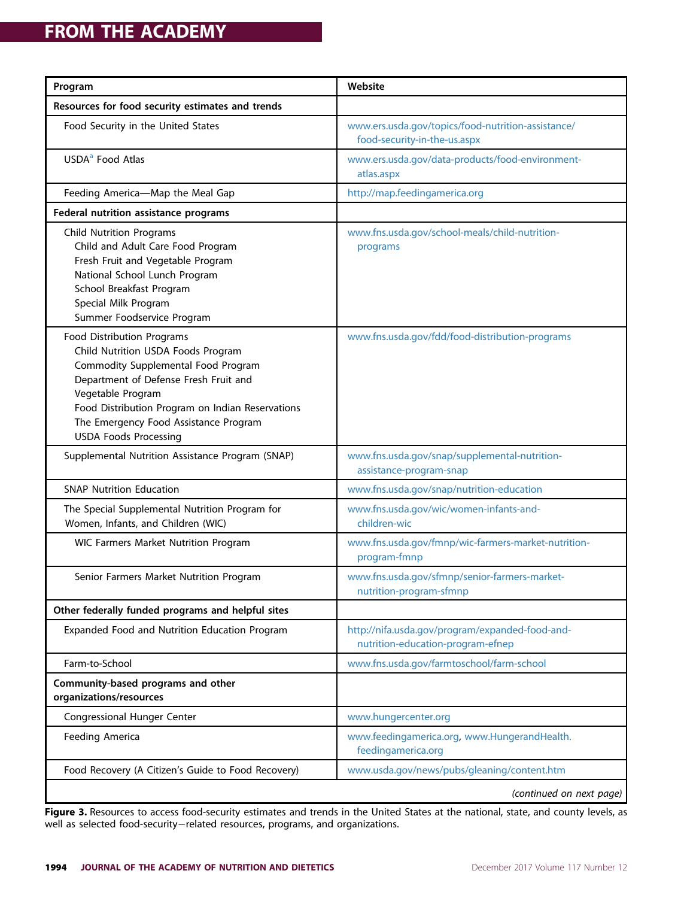| Program | Website |
| --- | --- |
| **Resources for food security estimates and trends** | |
| Food Security in the United States | www.ers.usda.gov/topics/food-nutrition-assistance/food-security-in-the-us.aspx |
| USDA[a] Food Atlas | www.ers.usda.gov/data-products/food-environment-atlas.aspx |
| Feeding America—Map the Meal Gap | http://map.feedingamerica.org |
| **Federal nutrition assistance programs** | |
| Child Nutrition Programs<br>Child and Adult Care Food Program<br>Fresh Fruit and Vegetable Program<br>National School Lunch Program<br>School Breakfast Program<br>Special Milk Program<br>Summer Foodservice Program | www.fns.usda.gov/school-meals/child-nutrition-programs |
| Food Distribution Programs<br>Child Nutrition USDA Foods Program<br>Commodity Supplemental Food Program<br>Department of Defense Fresh Fruit and Vegetable Program<br>Food Distribution Program on Indian Reservations<br>The Emergency Food Assistance Program<br>USDA Foods Processing | www.fns.usda.gov/fdd/food-distribution-programs |
| Supplemental Nutrition Assistance Program (SNAP) | www.fns.usda.gov/snap/supplemental-nutrition-assistance-program-snap |
| SNAP Nutrition Education | www.fns.usda.gov/snap/nutrition-education |
| The Special Supplemental Nutrition Program for Women, Infants, and Children (WIC) | www.fns.usda.gov/wic/women-infants-and-children-wic |
| WIC Farmers Market Nutrition Program | www.fns.usda.gov/fmnp/wic-farmers-market-nutrition-program-fmnp |
| Senior Farmers Market Nutrition Program | www.fns.usda.gov/sfmnp/senior-farmers-market-nutrition-program-sfmnp |
| **Other federally funded programs and helpful sites** | |
| Expanded Food and Nutrition Education Program | http://nifa.usda.gov/program/expanded-food-and-nutrition-education-program-efnep |
| Farm-to-School | www.fns.usda.gov/farmtoschool/farm-school |
| **Community-based programs and other organizations/resources** | |
| Congressional Hunger Center | www.hungercenter.org |
| Feeding America | www.feedingamerica.org, www.HungerandHealth.feedingamerica.org |
| Food Recovery (A Citizen's Guide to Food Recovery) | www.usda.gov/news/pubs/gleaning/content.htm |

*(continued on next page)*

**Figure 3.** Resources to access food-security estimates and trends in the United States at the national, state, and county levels, as well as selected food-security−related resources, programs, and organizations.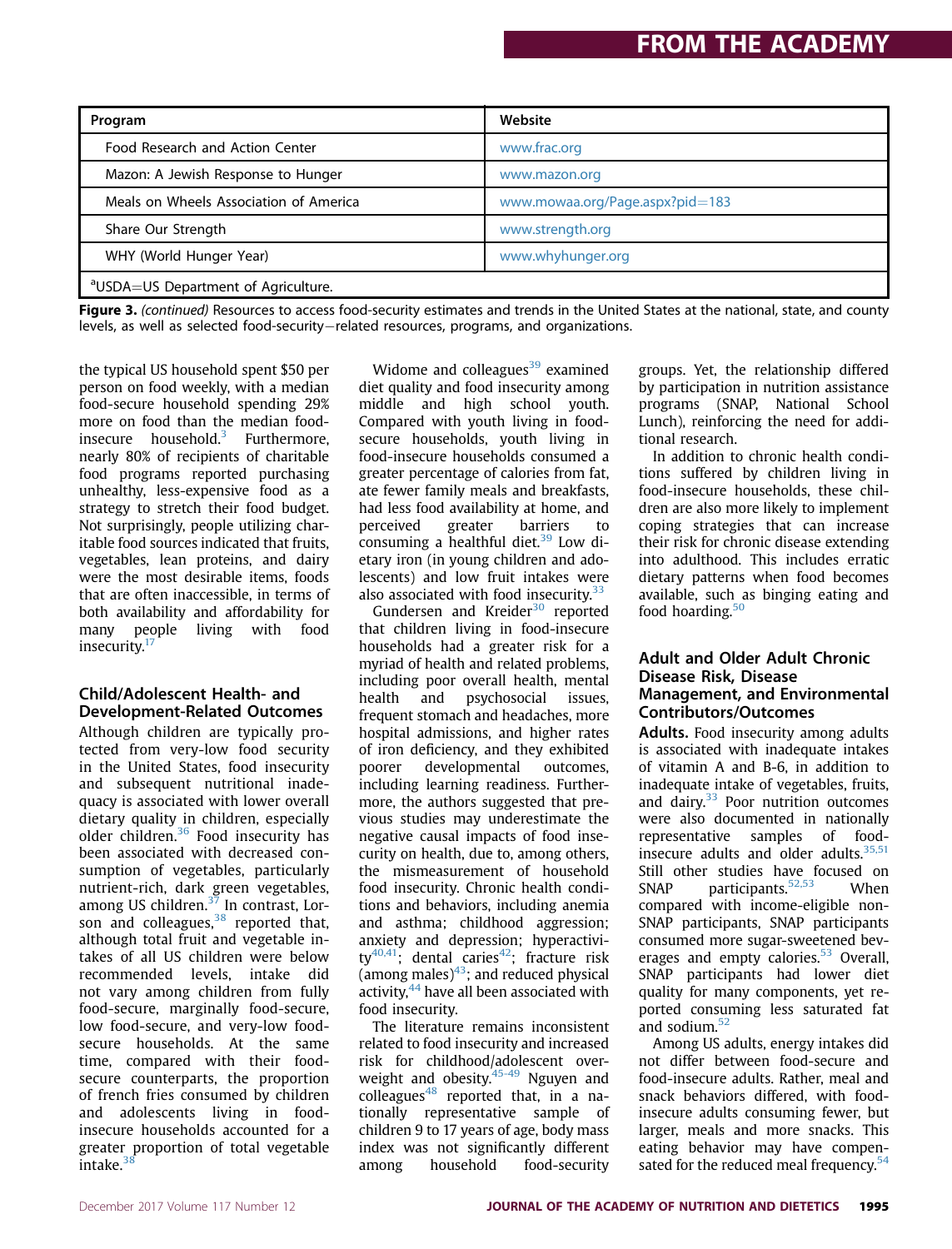| Program | Website |
|---|---|
| Food Research and Action Center | www.frac.org |
| Mazon: A Jewish Response to Hunger | www.mazon.org |
| Meals on Wheels Association of America | www.mowaa.org/Page.aspx?pid=183 |
| Share Our Strength | www.strength.org |
| WHY (World Hunger Year) | www.whyhunger.org |
| [a]USDA=US Department of Agriculture. | |

**Figure 3.** *(continued)* Resources to access food-security estimates and trends in the United States at the national, state, and county levels, as well as selected food-security−related resources, programs, and organizations.

the typical US household spent $50 per person on food weekly, with a median food-secure household spending 29% more on food than the median food-insecure household.[3] Furthermore, nearly 80% of recipients of charitable food programs reported purchasing unhealthy, less-expensive food as a strategy to stretch their food budget. Not surprisingly, people utilizing charitable food sources indicated that fruits, vegetables, lean proteins, and dairy were the most desirable items, foods that are often inaccessible, in terms of both availability and affordability for many people living with food insecurity.[17]

## Child/Adolescent Health- and Development-Related Outcomes

Although children are typically protected from very-low food security in the United States, food insecurity and subsequent nutritional inadequacy is associated with lower overall dietary quality in children, especially older children.[36] Food insecurity has been associated with decreased consumption of vegetables, particularly nutrient-rich, dark green vegetables, among US children.[37] In contrast, Lorson and colleagues,[38] reported that, although total fruit and vegetable intakes of all US children were below recommended levels, intake did not vary among children from fully food-secure, marginally food-secure, low food-secure, and very-low food-secure households. At the same time, compared with their food-secure counterparts, the proportion of french fries consumed by children and adolescents living in food-insecure households accounted for a greater proportion of total vegetable intake.[38]

Widome and colleagues[39] examined diet quality and food insecurity among middle and high school youth. Compared with youth living in food-secure households, youth living in food-insecure households consumed a greater percentage of calories from fat, ate fewer family meals and breakfasts, had less food availability at home, and perceived greater barriers to consuming a healthful diet.[39] Low dietary iron (in young children and adolescents) and low fruit intakes were also associated with food insecurity.[33]

Gundersen and Kreider[30] reported that children living in food-insecure households had a greater risk for a myriad of health and related problems, including poor overall health, mental health and psychosocial issues, frequent stomach and headaches, more hospital admissions, and higher rates of iron deficiency, and they exhibited poorer developmental outcomes, including learning readiness. Furthermore, the authors suggested that previous studies may underestimate the negative causal impacts of food insecurity on health, due to, among others, the mismeasurement of household food insecurity. Chronic health conditions and behaviors, including anemia and asthma; childhood aggression; anxiety and depression; hyperactivity[40,41]; dental caries[42]; fracture risk (among males)[43]; and reduced physical activity,[44] have all been associated with food insecurity.

The literature remains inconsistent related to food insecurity and increased risk for childhood/adolescent overweight and obesity.[45-49] Nguyen and colleagues[48] reported that, in a nationally representative sample of children 9 to 17 years of age, body mass index was not significantly different among household food-security groups. Yet, the relationship differed by participation in nutrition assistance programs (SNAP, National School Lunch), reinforcing the need for additional research.

In addition to chronic health conditions suffered by children living in food-insecure households, these children are also more likely to implement coping strategies that can increase their risk for chronic disease extending into adulthood. This includes erratic dietary patterns when food becomes available, such as binging eating and food hoarding.[50]

## Adult and Older Adult Chronic Disease Risk, Disease Management, and Environmental Contributors/Outcomes

**Adults.** Food insecurity among adults is associated with inadequate intakes of vitamin A and B-6, in addition to inadequate intake of vegetables, fruits, and dairy.[33] Poor nutrition outcomes were also documented in nationally representative samples of food-insecure adults and older adults.[35,51] Still other studies have focused on SNAP participants.[52,53] When compared with income-eligible non-SNAP participants, SNAP participants consumed more sugar-sweetened beverages and empty calories.[53] Overall, SNAP participants had lower diet quality for many components, yet reported consuming less saturated fat and sodium.[52]

Among US adults, energy intakes did not differ between food-secure and food-insecure adults. Rather, meal and snack behaviors differed, with food-insecure adults consuming fewer, but larger, meals and more snacks. This eating behavior may have compensated for the reduced meal frequency.[54]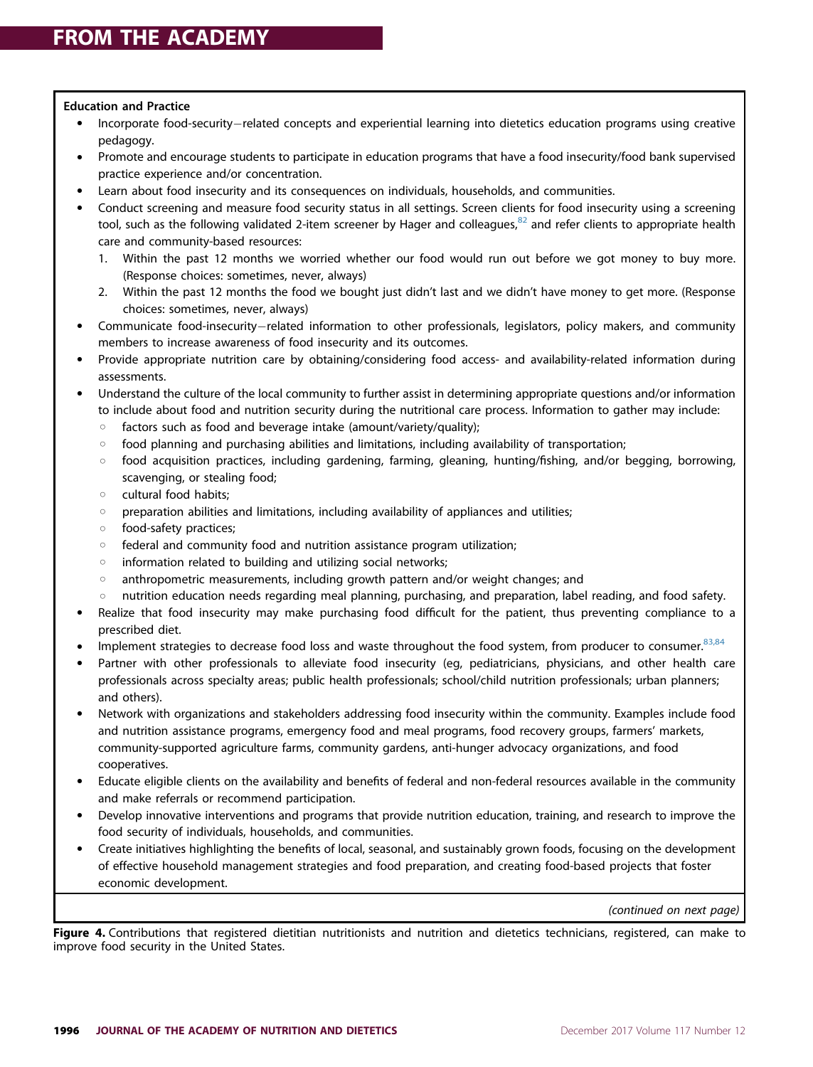**Education and Practice**

- Incorporate food-security–related concepts and experiential learning into dietetics education programs using creative pedagogy.
- Promote and encourage students to participate in education programs that have a food insecurity/food bank supervised practice experience and/or concentration.
- Learn about food insecurity and its consequences on individuals, households, and communities.
- Conduct screening and measure food security status in all settings. Screen clients for food insecurity using a screening tool, such as the following validated 2-item screener by Hager and colleagues,[82] and refer clients to appropriate health care and community-based resources:
  1. Within the past 12 months we worried whether our food would run out before we got money to buy more. (Response choices: sometimes, never, always)
  2. Within the past 12 months the food we bought just didn't last and we didn't have money to get more. (Response choices: sometimes, never, always)
- Communicate food-insecurity–related information to other professionals, legislators, policy makers, and community members to increase awareness of food insecurity and its outcomes.
- Provide appropriate nutrition care by obtaining/considering food access- and availability-related information during assessments.
- Understand the culture of the local community to further assist in determining appropriate questions and/or information to include about food and nutrition security during the nutritional care process. Information to gather may include:
  - factors such as food and beverage intake (amount/variety/quality);
  - food planning and purchasing abilities and limitations, including availability of transportation;
  - food acquisition practices, including gardening, farming, gleaning, hunting/fishing, and/or begging, borrowing, scavenging, or stealing food;
  - cultural food habits;
  - preparation abilities and limitations, including availability of appliances and utilities;
  - food-safety practices;
  - federal and community food and nutrition assistance program utilization;
  - information related to building and utilizing social networks;
  - anthropometric measurements, including growth pattern and/or weight changes; and
  - nutrition education needs regarding meal planning, purchasing, and preparation, label reading, and food safety.
- Realize that food insecurity may make purchasing food difficult for the patient, thus preventing compliance to a prescribed diet.
- Implement strategies to decrease food loss and waste throughout the food system, from producer to consumer.[83,84]
- Partner with other professionals to alleviate food insecurity (eg, pediatricians, physicians, and other health care professionals across specialty areas; public health professionals; school/child nutrition professionals; urban planners; and others).
- Network with organizations and stakeholders addressing food insecurity within the community. Examples include food and nutrition assistance programs, emergency food and meal programs, food recovery groups, farmers' markets, community-supported agriculture farms, community gardens, anti-hunger advocacy organizations, and food cooperatives.
- Educate eligible clients on the availability and benefits of federal and non-federal resources available in the community and make referrals or recommend participation.
- Develop innovative interventions and programs that provide nutrition education, training, and research to improve the food security of individuals, households, and communities.
- Create initiatives highlighting the benefits of local, seasonal, and sustainably grown foods, focusing on the development of effective household management strategies and food preparation, and creating food-based projects that foster economic development.

*(continued on next page)*

**Figure 4.** Contributions that registered dietitian nutritionists and nutrition and dietetics technicians, registered, can make to improve food security in the United States.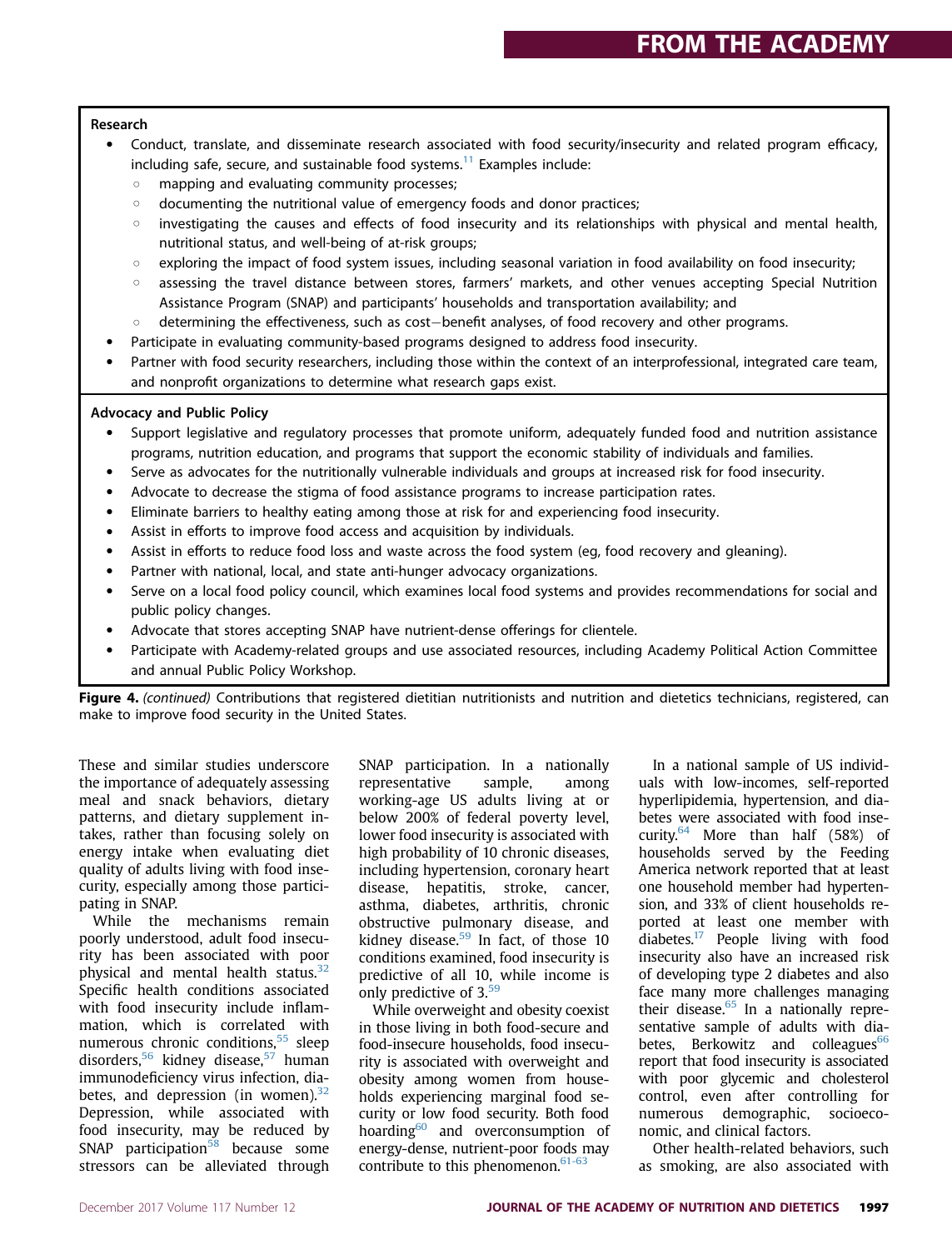**Research**

- Conduct, translate, and disseminate research associated with food security/insecurity and related program efficacy, including safe, secure, and sustainable food systems.[11] Examples include:
  - mapping and evaluating community processes;
  - documenting the nutritional value of emergency foods and donor practices;
  - investigating the causes and effects of food insecurity and its relationships with physical and mental health, nutritional status, and well-being of at-risk groups;
  - exploring the impact of food system issues, including seasonal variation in food availability on food insecurity;
  - assessing the travel distance between stores, farmers' markets, and other venues accepting Special Nutrition Assistance Program (SNAP) and participants' households and transportation availability; and
  - determining the effectiveness, such as cost−benefit analyses, of food recovery and other programs.
- Participate in evaluating community-based programs designed to address food insecurity.
- Partner with food security researchers, including those within the context of an interprofessional, integrated care team, and nonprofit organizations to determine what research gaps exist.

**Advocacy and Public Policy**

- Support legislative and regulatory processes that promote uniform, adequately funded food and nutrition assistance programs, nutrition education, and programs that support the economic stability of individuals and families.
- Serve as advocates for the nutritionally vulnerable individuals and groups at increased risk for food insecurity.
- Advocate to decrease the stigma of food assistance programs to increase participation rates.
- Eliminate barriers to healthy eating among those at risk for and experiencing food insecurity.
- Assist in efforts to improve food access and acquisition by individuals.
- Assist in efforts to reduce food loss and waste across the food system (eg, food recovery and gleaning).
- Partner with national, local, and state anti-hunger advocacy organizations.
- Serve on a local food policy council, which examines local food systems and provides recommendations for social and public policy changes.
- Advocate that stores accepting SNAP have nutrient-dense offerings for clientele.
- Participate with Academy-related groups and use associated resources, including Academy Political Action Committee and annual Public Policy Workshop.

**Figure 4.** *(continued)* Contributions that registered dietitian nutritionists and nutrition and dietetics technicians, registered, can make to improve food security in the United States.

These and similar studies underscore the importance of adequately assessing meal and snack behaviors, dietary patterns, and dietary supplement intakes, rather than focusing solely on energy intake when evaluating diet quality of adults living with food insecurity, especially among those participating in SNAP.

While the mechanisms remain poorly understood, adult food insecurity has been associated with poor physical and mental health status.[32] Specific health conditions associated with food insecurity include inflammation, which is correlated with numerous chronic conditions,[55] sleep disorders,[56] kidney disease,[57] human immunodeficiency virus infection, diabetes, and depression (in women).[32] Depression, while associated with food insecurity, may be reduced by SNAP participation[58] because some stressors can be alleviated through SNAP participation. In a nationally representative sample, among working-age US adults living at or below 200% of federal poverty level, lower food insecurity is associated with high probability of 10 chronic diseases, including hypertension, coronary heart disease, hepatitis, stroke, cancer, asthma, diabetes, arthritis, chronic obstructive pulmonary disease, and kidney disease.[59] In fact, of those 10 conditions examined, food insecurity is predictive of all 10, while income is only predictive of 3.[59]

While overweight and obesity coexist in those living in both food-secure and food-insecure households, food insecurity is associated with overweight and obesity among women from households experiencing marginal food security or low food security. Both food hoarding[60] and overconsumption of energy-dense, nutrient-poor foods may contribute to this phenomenon.[61-63]

In a national sample of US individuals with low-incomes, self-reported hyperlipidemia, hypertension, and diabetes were associated with food insecurity.[64] More than half (58%) of households served by the Feeding America network reported that at least one household member had hypertension, and 33% of client households reported at least one member with diabetes.[17] People living with food insecurity also have an increased risk of developing type 2 diabetes and also face many more challenges managing their disease.[65] In a nationally representative sample of adults with diabetes, Berkowitz and colleagues[66] report that food insecurity is associated with poor glycemic and cholesterol control, even after controlling for numerous demographic, socioeconomic, and clinical factors.

Other health-related behaviors, such as smoking, are also associated with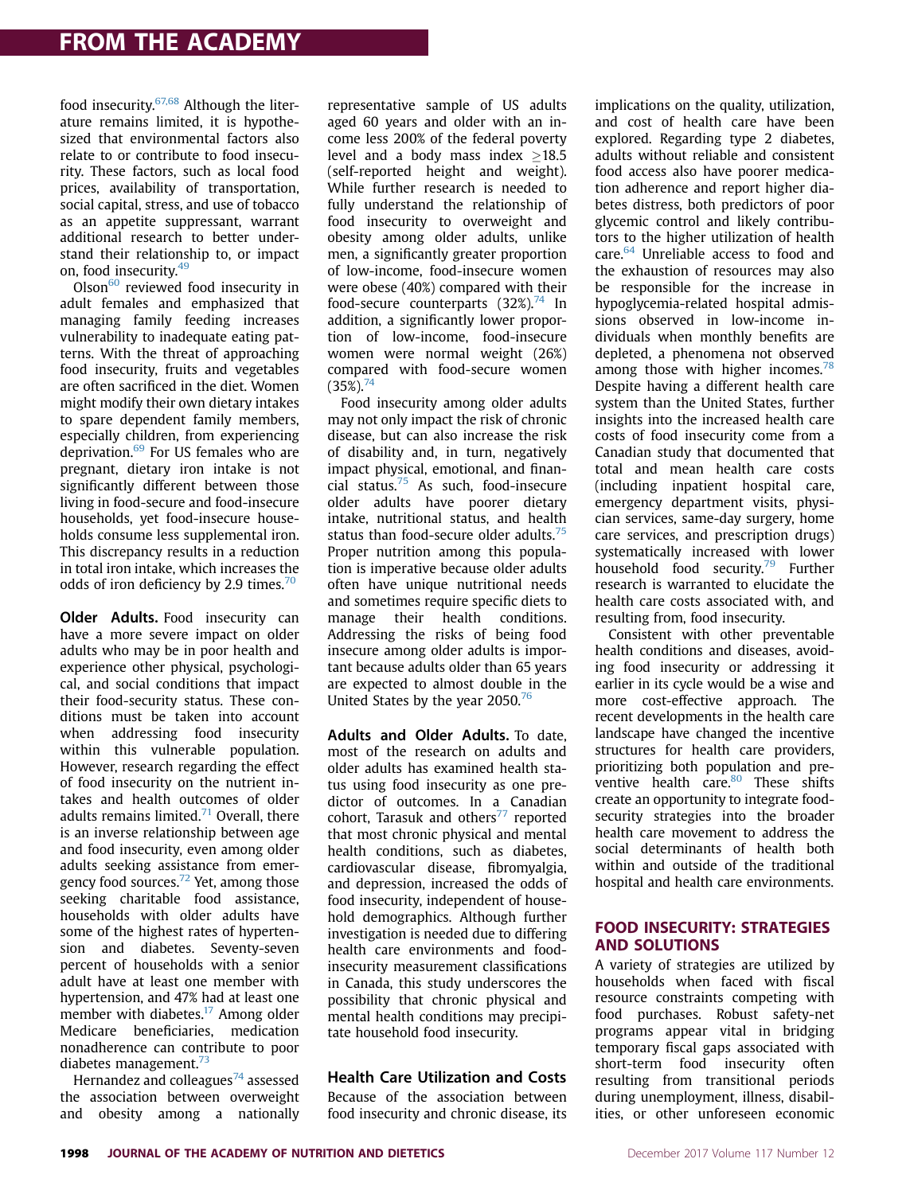food insecurity.[67,68] Although the literature remains limited, it is hypothesized that environmental factors also relate to or contribute to food insecurity. These factors, such as local food prices, availability of transportation, social capital, stress, and use of tobacco as an appetite suppressant, warrant additional research to better understand their relationship to, or impact on, food insecurity.[49]

Olson[60] reviewed food insecurity in adult females and emphasized that managing family feeding increases vulnerability to inadequate eating patterns. With the threat of approaching food insecurity, fruits and vegetables are often sacrificed in the diet. Women might modify their own dietary intakes to spare dependent family members, especially children, from experiencing deprivation.[69] For US females who are pregnant, dietary iron intake is not significantly different between those living in food-secure and food-insecure households, yet food-insecure households consume less supplemental iron. This discrepancy results in a reduction in total iron intake, which increases the odds of iron deficiency by 2.9 times.[70]

**Older Adults.** Food insecurity can have a more severe impact on older adults who may be in poor health and experience other physical, psychological, and social conditions that impact their food-security status. These conditions must be taken into account when addressing food insecurity within this vulnerable population. However, research regarding the effect of food insecurity on the nutrient intakes and health outcomes of older adults remains limited.[71] Overall, there is an inverse relationship between age and food insecurity, even among older adults seeking assistance from emergency food sources.[72] Yet, among those seeking charitable food assistance, households with older adults have some of the highest rates of hypertension and diabetes. Seventy-seven percent of households with a senior adult have at least one member with hypertension, and 47% had at least one member with diabetes.[17] Among older Medicare beneficiaries, medication nonadherence can contribute to poor diabetes management.[73]

Hernandez and colleagues[74] assessed the association between overweight and obesity among a nationally representative sample of US adults aged 60 years and older with an income less 200% of the federal poverty level and a body mass index $\geq$18.5 (self-reported height and weight). While further research is needed to fully understand the relationship of food insecurity to overweight and obesity among older adults, unlike men, a significantly greater proportion of low-income, food-insecure women were obese (40%) compared with their food-secure counterparts (32%).[74] In addition, a significantly lower proportion of low-income, food-insecure women were normal weight (26%) compared with food-secure women (35%).[74]

Food insecurity among older adults may not only impact the risk of chronic disease, but can also increase the risk of disability and, in turn, negatively impact physical, emotional, and financial status.[75] As such, food-insecure older adults have poorer dietary intake, nutritional status, and health status than food-secure older adults.[75] Proper nutrition among this population is imperative because older adults often have unique nutritional needs and sometimes require specific diets to manage their health conditions. Addressing the risks of being food insecure among older adults is important because adults older than 65 years are expected to almost double in the United States by the year 2050.[76]

**Adults and Older Adults.** To date, most of the research on adults and older adults has examined health status using food insecurity as one predictor of outcomes. In a Canadian cohort, Tarasuk and others[77] reported that most chronic physical and mental health conditions, such as diabetes, cardiovascular disease, fibromyalgia, and depression, increased the odds of food insecurity, independent of household demographics. Although further investigation is needed due to differing health care environments and food-insecurity measurement classifications in Canada, this study underscores the possibility that chronic physical and mental health conditions may precipitate household food insecurity.

### Health Care Utilization and Costs

Because of the association between food insecurity and chronic disease, its implications on the quality, utilization, and cost of health care have been explored. Regarding type 2 diabetes, adults without reliable and consistent food access also have poorer medication adherence and report higher diabetes distress, both predictors of poor glycemic control and likely contributors to the higher utilization of health care.[64] Unreliable access to food and the exhaustion of resources may also be responsible for the increase in hypoglycemia-related hospital admissions observed in low-income individuals when monthly benefits are depleted, a phenomena not observed among those with higher incomes.[78] Despite having a different health care system than the United States, further insights into the increased health care costs of food insecurity come from a Canadian study that documented that total and mean health care costs (including inpatient hospital care, emergency department visits, physician services, same-day surgery, home care services, and prescription drugs) systematically increased with lower household food security.[79] Further research is warranted to elucidate the health care costs associated with, and resulting from, food insecurity.

Consistent with other preventable health conditions and diseases, avoiding food insecurity or addressing it earlier in its cycle would be a wise and more cost-effective approach. The recent developments in the health care landscape have changed the incentive structures for health care providers, prioritizing both population and preventive health care.[80] These shifts create an opportunity to integrate food-security strategies into the broader health care movement to address the social determinants of health both within and outside of the traditional hospital and health care environments.

## FOOD INSECURITY: STRATEGIES AND SOLUTIONS

A variety of strategies are utilized by households when faced with fiscal resource constraints competing with food purchases. Robust safety-net programs appear vital in bridging temporary fiscal gaps associated with short-term food insecurity often resulting from transitional periods during unemployment, illness, disabilities, or other unforeseen economic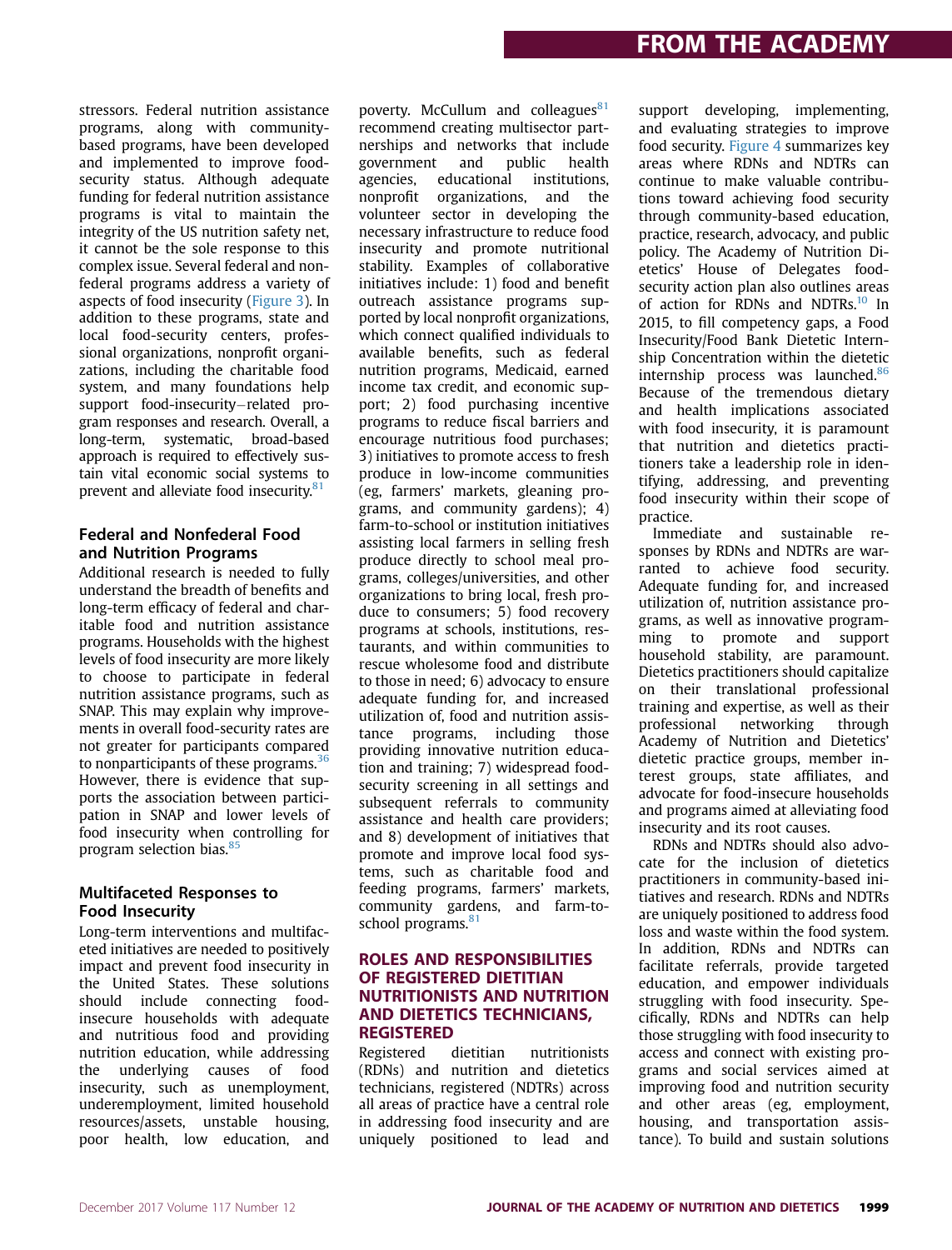stressors. Federal nutrition assistance programs, along with community-based programs, have been developed and implemented to improve food-security status. Although adequate funding for federal nutrition assistance programs is vital to maintain the integrity of the US nutrition safety net, it cannot be the sole response to this complex issue. Several federal and nonfederal programs address a variety of aspects of food insecurity (Figure 3). In addition to these programs, state and local food-security centers, professional organizations, nonprofit organizations, including the charitable food system, and many foundations help support food-insecurity–related program responses and research. Overall, a long-term, systematic, broad-based approach is required to effectively sustain vital economic social systems to prevent and alleviate food insecurity.[81]

### Federal and Nonfederal Food and Nutrition Programs

Additional research is needed to fully understand the breadth of benefits and long-term efficacy of federal and charitable food and nutrition assistance programs. Households with the highest levels of food insecurity are more likely to choose to participate in federal nutrition assistance programs, such as SNAP. This may explain why improvements in overall food-security rates are not greater for participants compared to nonparticipants of these programs.[36] However, there is evidence that supports the association between participation in SNAP and lower levels of food insecurity when controlling for program selection bias.[85]

### Multifaceted Responses to Food Insecurity

Long-term interventions and multifaceted initiatives are needed to positively impact and prevent food insecurity in the United States. These solutions should include connecting food-insecure households with adequate and nutritious food and providing nutrition education, while addressing the underlying causes of food insecurity, such as unemployment, underemployment, limited household resources/assets, unstable housing, poor health, low education, and poverty. McCullum and colleagues[81] recommend creating multisector partnerships and networks that include government and public health agencies, educational institutions, nonprofit organizations, and the volunteer sector in developing the necessary infrastructure to reduce food insecurity and promote nutritional stability. Examples of collaborative initiatives include: 1) food and benefit outreach assistance programs supported by local nonprofit organizations, which connect qualified individuals to available benefits, such as federal nutrition programs, Medicaid, earned income tax credit, and economic support; 2) food purchasing incentive programs to reduce fiscal barriers and encourage nutritious food purchases; 3) initiatives to promote access to fresh produce in low-income communities (eg, farmers' markets, gleaning programs, and community gardens); 4) farm-to-school or institution initiatives assisting local farmers in selling fresh produce directly to school meal programs, colleges/universities, and other organizations to bring local, fresh produce to consumers; 5) food recovery programs at schools, institutions, restaurants, and within communities to rescue wholesome food and distribute to those in need; 6) advocacy to ensure adequate funding for, and increased utilization of, food and nutrition assistance programs, including those providing innovative nutrition education and training; 7) widespread food-security screening in all settings and subsequent referrals to community assistance and health care providers; and 8) development of initiatives that promote and improve local food systems, such as charitable food and feeding programs, farmers' markets, community gardens, and farm-to-school programs.[81]

## ROLES AND RESPONSIBILITIES OF REGISTERED DIETITIAN NUTRITIONISTS AND NUTRITION AND DIETETICS TECHNICIANS, REGISTERED

Registered dietitian nutritionists (RDNs) and nutrition and dietetics technicians, registered (NDTRs) across all areas of practice have a central role in addressing food insecurity and are uniquely positioned to lead and support developing, implementing, and evaluating strategies to improve food security. Figure 4 summarizes key areas where RDNs and NDTRs can continue to make valuable contributions toward achieving food security through community-based education, practice, research, advocacy, and public policy. The Academy of Nutrition Dietetics' House of Delegates food-security action plan also outlines areas of action for RDNs and NDTRs.[10] In 2015, to fill competency gaps, a Food Insecurity/Food Bank Dietetic Internship Concentration within the dietetic internship process was launched.[86] Because of the tremendous dietary and health implications associated with food insecurity, it is paramount that nutrition and dietetics practitioners take a leadership role in identifying, addressing, and preventing food insecurity within their scope of practice.

Immediate and sustainable responses by RDNs and NDTRs are warranted to achieve food security. Adequate funding for, and increased utilization of, nutrition assistance programs, as well as innovative programming to promote and support household stability, are paramount. Dietetics practitioners should capitalize on their translational professional training and expertise, as well as their professional networking through Academy of Nutrition and Dietetics' dietetic practice groups, member interest groups, state affiliates, and advocate for food-insecure households and programs aimed at alleviating food insecurity and its root causes.

RDNs and NDTRs should also advocate for the inclusion of dietetics practitioners in community-based initiatives and research. RDNs and NDTRs are uniquely positioned to address food loss and waste within the food system. In addition, RDNs and NDTRs can facilitate referrals, provide targeted education, and empower individuals struggling with food insecurity. Specifically, RDNs and NDTRs can help those struggling with food insecurity to access and connect with existing programs and social services aimed at improving food and nutrition security and other areas (eg, employment, housing, and transportation assistance). To build and sustain solutions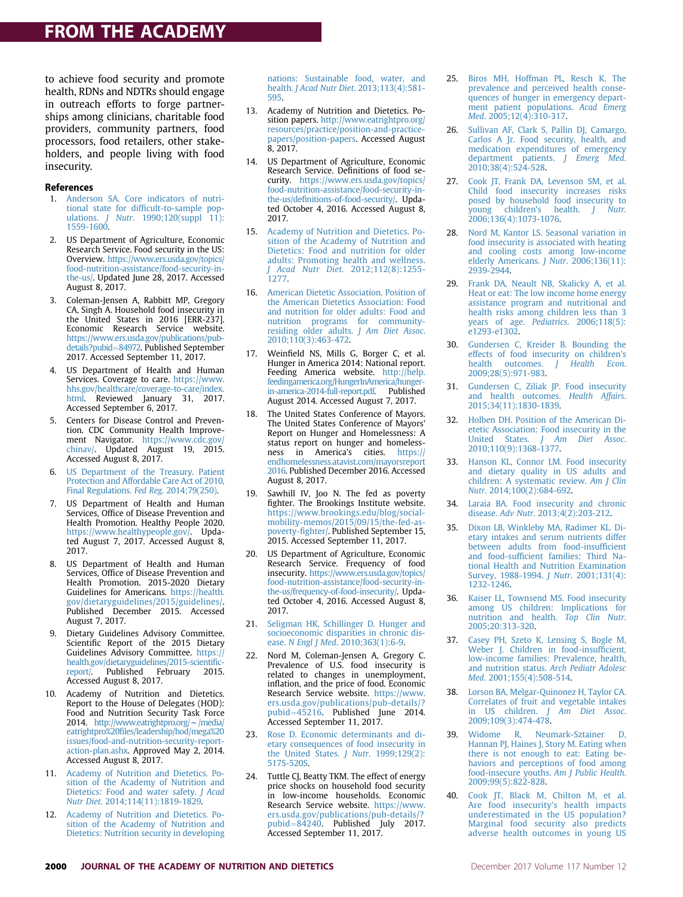to achieve food security and promote health, RDNs and NDTRs should engage in outreach efforts to forge partnerships among clinicians, charitable food providers, community partners, food processors, food retailers, other stakeholders, and people living with food insecurity.

## References

1. Anderson SA. Core indicators of nutritional state for difficult-to-sample populations. *J Nutr*. 1990;120(suppl 11):1559-1600.
2. US Department of Agriculture, Economic Research Service. Food security in the US: Overview. https://www.ers.usda.gov/topics/food-nutrition-assistance/food-security-in-the-us/. Updated June 28, 2017. Accessed August 8, 2017.
3. Coleman-Jensen A, Rabbitt MP, Gregory CA, Singh A. Household food insecurity in the United States in 2016 [ERR-237]. Economic Research Service website. https://www.ers.usda.gov/publications/pub-details?pubid=84972. Published September 2017. Accessed September 11, 2017.
4. US Department of Health and Human Services. Coverage to care. https://www.hhs.gov/healthcare/coverage-to-care/index.html. Reviewed January 31, 2017. Accessed September 6, 2017.
5. Centers for Disease Control and Prevention. CDC Community Health Improvement Navigator. https://www.cdc.gov/chinav/. Updated August 19, 2015. Accessed August 8, 2017.
6. US Department of the Treasury. Patient Protection and Affordable Care Act of 2010, Final Regulations. *Fed Reg*. 2014;79(250).
7. US Department of Health and Human Services, Office of Disease Prevention and Health Promotion. Healthy People 2020. https://www.healthypeople.gov/. Updated August 7, 2017. Accessed August 8, 2017.
8. US Department of Health and Human Services, Office of Disease Prevention and Health Promotion. 2015-2020 Dietary Guidelines for Americans. https://health.gov/dietaryguidelines/2015/guidelines/. Published December 2015. Accessed August 7, 2017.
9. Dietary Guidelines Advisory Committee. Scientific Report of the 2015 Dietary Guidelines Advisory Committee. https://health.gov/dietaryguidelines/2015-scientific-report/. Published February 2015. Accessed August 8, 2017.
10. Academy of Nutrition and Dietetics. Report to the House of Delegates (HOD): Food and Nutrition Security Task Force 2014. http://www.eatrightpro.org/~/media/eatrightpro%20files/leadership/hod/mega%20issues/food-and-nutrition-security-report-action-plan.ashx. Approved May 2, 2014. Accessed August 8, 2017.
11. Academy of Nutrition and Dietetics. Position of the Academy of Nutrition and Dietetics: Food and water safety. *J Acad Nutr Diet*. 2014;114(11):1819-1829.
12. Academy of Nutrition and Dietetics. Position of the Academy of Nutrition and Dietetics: Nutrition security in developing nations: Sustainable food, water, and health. *J Acad Nutr Diet*. 2013;113(4):581-595.
13. Academy of Nutrition and Dietetics. Position papers. http://www.eatrightpro.org/resources/practice/position-and-practice-papers/position-papers. Accessed August 8, 2017.
14. US Department of Agriculture, Economic Research Service. Definitions of food security. https://www.ers.usda.gov/topics/food-nutrition-assistance/food-security-in-the-us/definitions-of-food-security/. Updated October 4, 2016. Accessed August 8, 2017.
15. Academy of Nutrition and Dietetics. Position of the Academy of Nutrition and Dietetics: Food and nutrition for older adults: Promoting health and wellness. *J Acad Nutr Diet*. 2012;112(8):1255-1277.
16. American Dietetic Association. Position of the American Dietetic Association: Food and nutrition for older adults: Food and nutrition programs for community-residing older adults. *J Am Diet Assoc*. 2010;110(3):463-472.
17. Weinfield NS, Mills G, Borger C, et al. Hunger in America 2014: National report. Feeding America website. http://help.feedingamerica.org/HungerInAmerica/hunger-in-america-2014-full-report.pdf. Published August 2014. Accessed August 7, 2017.
18. The United States Conference of Mayors. The United States Conference of Mayors' Report on Hunger and Homelessness: A status report on hunger and homelessness in America's cities. https://endhomelessness.atavist.com/mayorsreport2016. Published December 2016. Accessed August 8, 2017.
19. Sawhill IV, Joo N. The fed as poverty fighter. The Brookings Institute website. https://www.brookings.edu/blog/social-mobility-memos/2015/09/15/the-fed-as-poverty-fighter/. Published September 15, 2015. Accessed September 11, 2017.
20. US Department of Agriculture, Economic Research Service. Frequency of food insecurity. https://www.ers.usda.gov/topics/food-nutrition-assistance/food-security-in-the-us/frequency-of-food-insecurity/. Updated October 4, 2016. Accessed August 8, 2017.
21. Seligman HK, Schillinger D. Hunger and socioeconomic disparities in chronic disease. *N Engl J Med*. 2010;363(1):6-9.
22. Nord M, Coleman-Jensen A, Gregory C. Prevalence of U.S. food insecurity is related to changes in unemployment, inflation, and the price of food. Economic Research Service website. https://www.ers.usda.gov/publications/pub-details/?pubid=45216. Published June 2014. Accessed September 11, 2017.
23. Rose D. Economic determinants and dietary consequences of food insecurity in the United States. *J Nutr*. 1999;129(2):517S-520S.
24. Tuttle CJ, Beatty TKM. The effect of energy price shocks on household food security in low-income households. Economic Research Service website. https://www.ers.usda.gov/publications/pub-details/?pubid=84240. Published July 2017. Accessed September 11, 2017.
25. Biros MH, Hoffman PL, Resch K. The prevalence and perceived health consequences of hunger in emergency department patient populations. *Acad Emerg Med*. 2005;12(4):310-317.
26. Sullivan AF, Clark S, Pallin DJ, Camargo, Carlos A Jr. Food security, health, and medication expenditures of emergency department patients. *J Emerg Med*. 2010;38(4):524-528.
27. Cook JT, Frank DA, Levenson SM, et al. Child food insecurity increases risks posed by household food insecurity to young children's health. *J Nutr*. 2006;136(4):1073-1076.
28. Nord M, Kantor LS. Seasonal variation in food insecurity is associated with heating and cooling costs among low-income elderly Americans. *J Nutr*. 2006;136(11):2939-2944.
29. Frank DA, Neault NB, Skalicky A, et al. Heat or eat: The low income home energy assistance program and nutritional and health risks among children less than 3 years of age. *Pediatrics*. 2006;118(5):e1293-e1302.
30. Gundersen C, Kreider B. Bounding the effects of food insecurity on children's health outcomes. *J Health Econ*. 2009;28(5):971-983.
31. Gundersen C, Ziliak JP. Food insecurity and health outcomes. *Health Affairs*. 2015;34(11):1830-1839.
32. Holben DH. Position of the American Dietetic Association: Food insecurity in the United States. *J Am Diet Assoc*. 2010;110(9):1368-1377.
33. Hanson KL, Connor LM. Food insecurity and dietary quality in US adults and children: A systematic review. *Am J Clin Nutr*. 2014;100(2):684-692.
34. Laraia BA. Food insecurity and chronic disease. *Adv Nutr*. 2013;4(2):203-212.
35. Dixon LB, Winkleby MA, Radimer KL. Dietary intakes and serum nutrients differ between adults from food-insufficient and food-sufficient families: Third National Health and Nutrition Examination Survey, 1988-1994. *J Nutr*. 2001;131(4):1232-1246.
36. Kaiser LL, Townsend MS. Food insecurity among US children: Implications for nutrition and health. *Top Clin Nutr*. 2005;20:313-320.
37. Casey PH, Szeto K, Lensing S, Bogle M, Weber J. Children in food-insufficient, low-income families: Prevalence, health, and nutrition status. *Arch Pediatr Adolesc Med*. 2001;155(4):508-514.
38. Lorson BA, Melgar-Quinonez H, Taylor CA. Correlates of fruit and vegetable intakes in US children. *J Am Diet Assoc*. 2009;109(3):474-478.
39. Widome R, Neumark-Sztainer D, Hannan PJ, Haines J, Story M. Eating when there is not enough to eat: Eating behaviors and perceptions of food among food-insecure youths. *Am J Public Health*. 2009;99(5):822-828.
40. Cook JT, Black M, Chilton M, et al. Are food insecurity's health impacts underestimated in the US population? Marginal food security also predicts adverse health outcomes in young US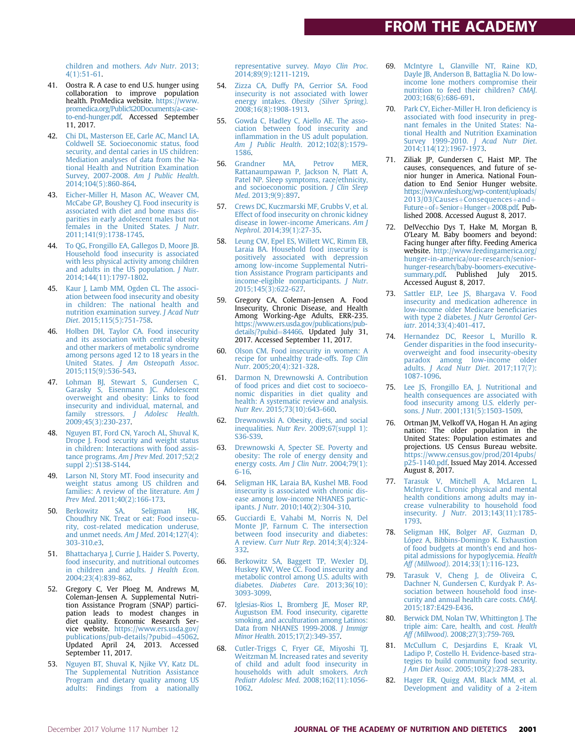children and mothers. *Adv Nutr*. 2013;4(1):51-61.

41. Oostra R. A case to end U.S. hunger using collaboration to improve population health. ProMedica website. https://www.promedica.org/Public%20Documents/a-case-to-end-hunger.pdf. Accessed September 11, 2017.
42. Chi DL, Masterson EE, Carle AC, Mancl LA, Coldwell SE. Socioeconomic status, food security, and dental caries in US children: Mediation analyses of data from the National Health and Nutrition Examination Survey, 2007-2008. *Am J Public Health*. 2014;104(5):860-864.
43. Eicher-Miller H, Mason AC, Weaver CM, McCabe GP, Boushey CJ. Food insecurity is associated with diet and bone mass disparities in early adolescent males but not females in the United States. *J Nutr*. 2011;141(9):1738-1745.
44. To QG, Frongillo EA, Gallegos D, Moore JB. Household food insecurity is associated with less physical activity among children and adults in the US population. *J Nutr*. 2014;144(11):1797-1802.
45. Kaur J, Lamb MM, Ogden CL. The association between food insecurity and obesity in children: The national health and nutrition examination survey. *J Acad Nutr Diet*. 2015;115(5):751-758.
46. Holben DH, Taylor CA. Food insecurity and its association with central obesity and other markers of metabolic syndrome among persons aged 12 to 18 years in the United States. *J Am Osteopath Assoc*. 2015;115(9):536-543.
47. Lohman BJ, Stewart S, Gundersen C, Garasky S, Eisenmann JC. Adolescent overweight and obesity: Links to food insecurity and individual, maternal, and family stressors. *J Adolesc Health*. 2009;45(3):230-237.
48. Nguyen BT, Ford CN, Yaroch AL, Shuval K, Drope J. Food security and weight status in children: Interactions with food assistance programs. *Am J Prev Med*. 2017;52(2 suppl 2):S138-S144.
49. Larson NI, Story MT. Food insecurity and weight status among US children and families: A review of the literature. *Am J Prev Med*. 2011;40(2):166-173.
50. Berkowitz SA, Seligman HK, Choudhry NK. Treat or eat: Food insecurity, cost-related medication underuse, and unmet needs. *Am J Med*. 2014;127(4):303-310.e3.
51. Bhattacharya J, Currie J, Haider S. Poverty, food insecurity, and nutritional outcomes in children and adults. *J Health Econ*. 2004;23(4):839-862.
52. Gregory C, Ver Ploeg M, Andrews M, Coleman-Jensen A. Supplemental Nutrition Assistance Program (SNAP) participation leads to modest changes in diet quality. Economic Research Service website. https://www.ers.usda.gov/publications/pub-details/?pubid=45062. Updated April 24, 2013. Accessed September 11, 2017.
53. Nguyen BT, Shuval K, Njike VY, Katz DL. The Supplemental Nutrition Assistance Program and dietary quality among US adults: Findings from a nationally representative survey. *Mayo Clin Proc*. 2014;89(9):1211-1219.
54. Zizza CA, Duffy PA, Gerrior SA. Food insecurity is not associated with lower energy intakes. *Obesity (Silver Spring)*. 2008;16(8):1908-1913.
55. Gowda C, Hadley C, Aiello AE. The association between food insecurity and inflammation in the US adult population. *Am J Public Health*. 2012;102(8):1579-1586.
56. Grandner MA, Petrov MER, Rattanaumpawan P, Jackson N, Platt A, Patel NP. Sleep symptoms, race/ethnicity, and socioeconomic position. *J Clin Sleep Med*. 2013;9(9):897.
57. Crews DC, Kuczmarski MF, Grubbs V, et al. Effect of food insecurity on chronic kidney disease in lower-income Americans. *Am J Nephrol*. 2014;39(1):27-35.
58. Leung CW, Epel ES, Willett WC, Rimm EB, Laraia BA. Household food insecurity is positively associated with depression among low-income Supplemental Nutrition Assistance Program participants and income-eligible nonparticipants. *J Nutr*. 2015;145(3):622-627.
59. Gregory CA, Coleman-Jensen A. Food Insecurity, Chronic Disease, and Health Among Working-Age Adults, ERR-235. https://www.ers.usda.gov/publications/pub-details/?pubid=84466. Updated July 31, 2017. Accessed September 11, 2017.
60. Olson CM. Food insecurity in women: A recipe for unhealthy trade-offs. *Top Clin Nutr*. 2005;20(4):321-328.
61. Darmon N, Drewnowski A. Contribution of food prices and diet cost to socioeconomic disparities in diet quality and health: A systematic review and analysis. *Nutr Rev*. 2015;73(10):643-660.
62. Drewnowski A. Obesity, diets, and social inequalities. *Nutr Rev*. 2009;67(suppl 1):S36-S39.
63. Drewnowski A, Specter SE. Poverty and obesity: The role of energy density and energy costs. *Am J Clin Nutr*. 2004;79(1):6-16.
64. Seligman HK, Laraia BA, Kushel MB. Food insecurity is associated with chronic disease among low-income NHANES participants. *J Nutr*. 2010;140(2):304-310.
65. Gucciardi E, Vahabi M, Norris N, Del Monte JP, Farnum C. The intersection between food insecurity and diabetes: A review. *Curr Nutr Rep*. 2014;3(4):324-332.
66. Berkowitz SA, Baggett TP, Wexler DJ, Huskey KW, Wee CC. Food insecurity and metabolic control among U.S. adults with diabetes. *Diabetes Care*. 2013;36(10):3093-3099.
67. Iglesias-Rios L, Bromberg JE, Moser RP, Augustson EM. Food insecurity, cigarette smoking, and acculturation among Latinos: Data from NHANES 1999-2008. *J Immigr Minor Health*. 2015;17(2):349-357.
68. Cutler-Triggs C, Fryer GE, Miyoshi TJ, Weitzman M. Increased rates and severity of child and adult food insecurity in households with adult smokers. *Arch Pediatr Adolesc Med*. 2008;162(11):1056-1062.
69. McIntyre L, Glanville NT, Raine KD, Dayle JB, Anderson B, Battaglia N. Do low-income lone mothers compromise their nutrition to feed their children? *CMAJ*. 2003;168(6):686-691.
70. Park CY, Eicher-Miller H. Iron deficiency is associated with food insecurity in pregnant females in the United States: National Health and Nutrition Examination Survey 1999-2010. *J Acad Nutr Diet*. 2014;114(12):1967-1973.
71. Ziliak JP, Gundersen C, Haist MP. The causes, consequences, and future of senior hunger in America. National Foundation to End Senior Hunger website. https://www.nfesh.org/wp-content/uploads/2013/03/Causes+Consequences+and+Future+of+Senior+Hunger+2008.pdf. Published 2008. Accessed August 8, 2017.
72. DelVecchio Dys T, Hake M, Morgan B, O'Leary M. Baby boomers and beyond: Facing hunger after fifty. Feeding America website. http://www.feedingamerica.org/hunger-in-america/our-research/senior-hunger-research/baby-boomers-executive-summary.pdf. Published July 2015. Accessed August 8, 2017.
73. Sattler ELP, Lee JS, Bhargava V. Food insecurity and medication adherence in low-income older Medicare beneficiaries with type 2 diabetes. *J Nutr Gerontol Geriatr*. 2014;33(4):401-417.
74. Hernandez DC, Reesor L, Murillo R. Gender disparities in the food insecurity-overweight and food insecurity-obesity paradox among low-income older adults. *J Acad Nutr Diet*. 2017;117(7):1087-1096.
75. Lee JS, Frongillo EA, J. Nutritional and health consequences are associated with food insecurity among U.S. elderly persons. *J Nutr*. 2001;131(5):1503-1509.
76. Ortman JM, Velkoff VA, Hogan H. An aging nation: The older population in the United States: Population estimates and projections. US Census Bureau website. https://www.census.gov/prod/2014pubs/p25-1140.pdf. Issued May 2014. Accessed August 8, 2017.
77. Tarasuk V, Mitchell A, McLaren L, McIntyre L. Chronic physical and mental health conditions among adults may increase vulnerability to household food insecurity. *J Nutr*. 2013;143(11):1785-1793.
78. Seligman HK, Bolger AF, Guzman D, López A, Bibbins-Domingo K. Exhaustion of food budgets at month's end and hospital admissions for hypoglycemia. *Health Aff (Millwood)*. 2014;33(1):116-123.
79. Tarasuk V, Cheng J, de Oliveira C, Dachner N, Gundersen C, Kurdyak P. Association between household food insecurity and annual health care costs. *CMAJ*. 2015;187:E429-E436.
80. Berwick DM, Nolan TW, Whittington J. The triple aim: Care, health, and cost. *Health Aff (Millwood)*. 2008;27(3):759-769.
81. McCullum C, Desjardins E, Kraak VI, Ladipo P, Costello H. Evidence-based strategies to build community food security. *J Am Diet Assoc*. 2005;105(2):278-283.
82. Hager ER, Quigg AM, Black MM, et al. Development and validity of a 2-item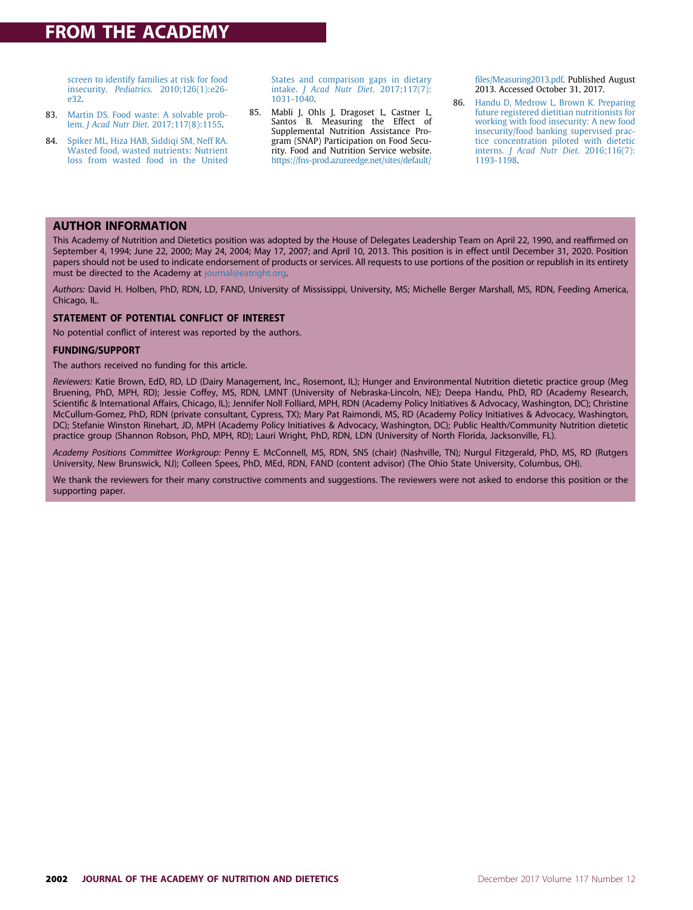screen to identify families at risk for food insecurity. *Pediatrics*. 2010;126(1):e26-e32.

83. Martin DS. Food waste: A solvable problem. *J Acad Nutr Diet*. 2017;117(8):1155.

84. Spiker ML, Hiza HAB, Siddiqi SM, Neff RA. Wasted food, wasted nutrients: Nutrient loss from wasted food in the United States and comparison gaps in dietary intake. *J Acad Nutr Diet*. 2017;117(7):1031-1040.

85. Mabli J, Ohls J, Dragoset L, Castner L, Santos B. Measuring the Effect of Supplemental Nutrition Assistance Program (SNAP) Participation on Food Security. Food and Nutrition Service website. https://fns-prod.azureedge.net/sites/default/files/Measuring2013.pdf. Published August 2013. Accessed October 31, 2017.

86. Handu D, Medrow L, Brown K. Preparing future registered dietitian nutritionists for working with food insecurity: A new food insecurity/food banking supervised practice concentration piloted with dietetic interns. *J Acad Nutr Diet*. 2016;116(7):1193-1198.

## AUTHOR INFORMATION

This Academy of Nutrition and Dietetics position was adopted by the House of Delegates Leadership Team on April 22, 1990, and reaffirmed on September 4, 1994; June 22, 2000; May 24, 2004; May 17, 2007; and April 10, 2013. This position is in effect until December 31, 2020. Position papers should not be used to indicate endorsement of products or services. All requests to use portions of the position or republish in its entirety must be directed to the Academy at journal@eatright.org.

*Authors:* David H. Holben, PhD, RDN, LD, FAND, University of Mississippi, University, MS; Michelle Berger Marshall, MS, RDN, Feeding America, Chicago, IL.

### STATEMENT OF POTENTIAL CONFLICT OF INTEREST

No potential conflict of interest was reported by the authors.

### FUNDING/SUPPORT

The authors received no funding for this article.

*Reviewers:* Katie Brown, EdD, RD, LD (Dairy Management, Inc., Rosemont, IL); Hunger and Environmental Nutrition dietetic practice group (Meg Bruening, PhD, MPH, RD); Jessie Coffey, MS, RDN, LMNT (University of Nebraska-Lincoln, NE); Deepa Handu, PhD, RD (Academy Research, Scientific & International Affairs, Chicago, IL); Jennifer Noll Folliard, MPH, RDN (Academy Policy Initiatives & Advocacy, Washington, DC); Christine McCullum-Gomez, PhD, RDN (private consultant, Cypress, TX); Mary Pat Raimondi, MS, RD (Academy Policy Initiatives & Advocacy, Washington, DC); Stefanie Winston Rinehart, JD, MPH (Academy Policy Initiatives & Advocacy, Washington, DC); Public Health/Community Nutrition dietetic practice group (Shannon Robson, PhD, MPH, RD); Lauri Wright, PhD, RDN, LDN (University of North Florida, Jacksonville, FL).

*Academy Positions Committee Workgroup:* Penny E. McConnell, MS, RDN, SNS (chair) (Nashville, TN); Nurgul Fitzgerald, PhD, MS, RD (Rutgers University, New Brunswick, NJ); Colleen Spees, PhD, MEd, RDN, FAND (content advisor) (The Ohio State University, Columbus, OH).

We thank the reviewers for their many constructive comments and suggestions. The reviewers were not asked to endorse this position or the supporting paper.